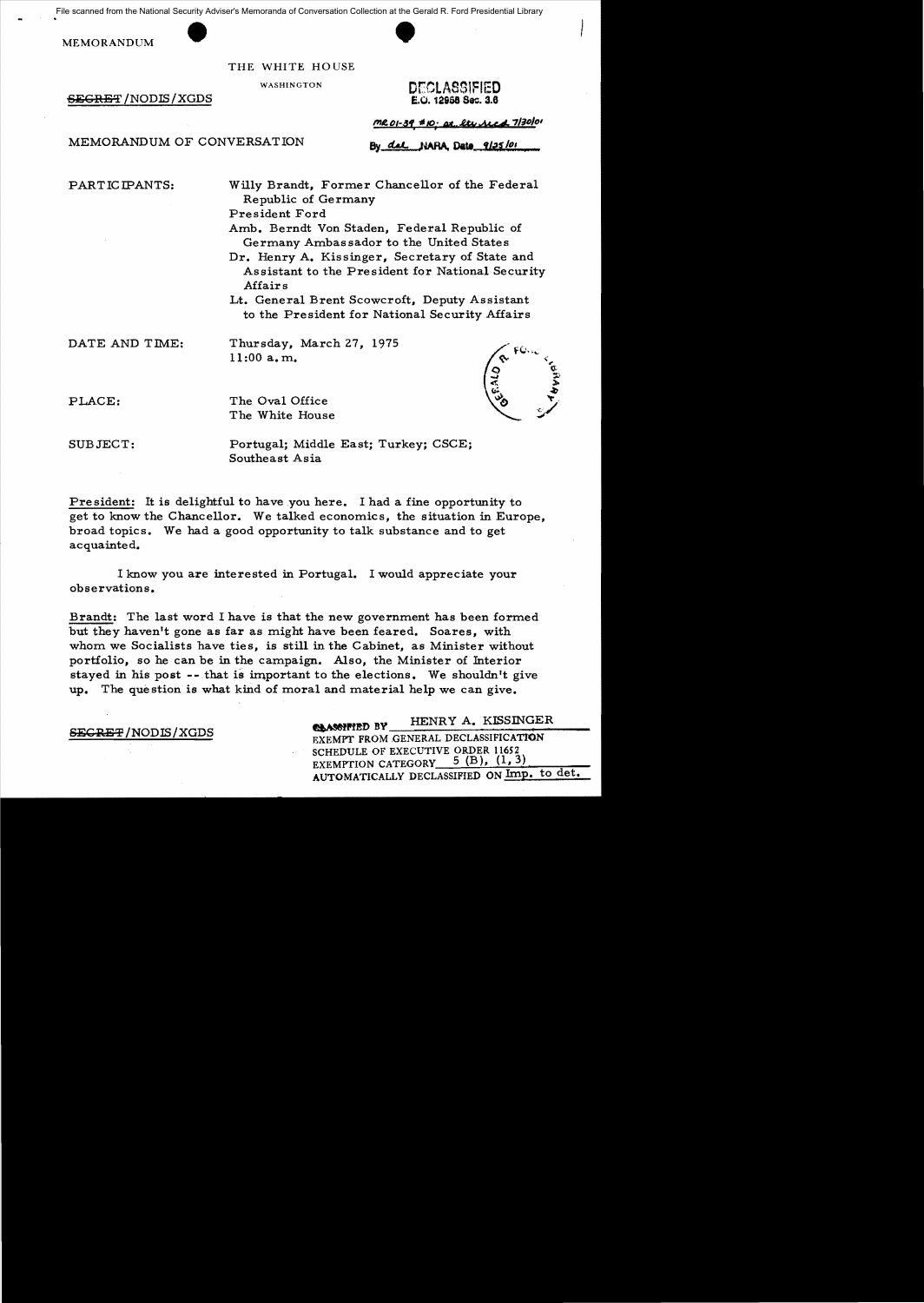File scanned from the National Security Adviser's Memoranda of Conversation Collection at the Gerald R. Ford Presidential Library

MEMORANDUM

THE WHITE HOUSE

WASHINGTON

~~SECRET~~/NODIS/XGDS

DECLASSIFIED
E.O. 12958 Sec. 3.6

MR 01-39 #10; at ltr 7/30/01

By dal NARA, Date 9/25/01

MEMORANDUM OF CONVERSATION

PARTICIPANTS: Willy Brandt, Former Chancellor of the Federal Republic of Germany
President Ford
Amb. Berndt Von Staden, Federal Republic of Germany Ambassador to the United States
Dr. Henry A. Kissinger, Secretary of State and Assistant to the President for National Security Affairs
Lt. General Brent Scowcroft, Deputy Assistant to the President for National Security Affairs

DATE AND TIME: Thursday, March 27, 1975
11:00 a.m.

PLACE: The Oval Office
The White House

SUBJECT: Portugal; Middle East; Turkey; CSCE; Southeast Asia

President: It is delightful to have you here. I had a fine opportunity to get to know the Chancellor. We talked economics, the situation in Europe, broad topics. We had a good opportunity to talk substance and to get acquainted.

I know you are interested in Portugal. I would appreciate your observations.

Brandt: The last word I have is that the new government has been formed but they haven't gone as far as might have been feared. Soares, with whom we Socialists have ties, is still in the Cabinet, as Minister without portfolio, so he can be in the campaign. Also, the Minister of Interior stayed in his post -- that is important to the elections. We shouldn't give up. The question is what kind of moral and material help we can give.

~~SECRET~~/NODIS/XGDS

CLASSIFIED BY HENRY A. KISSINGER
EXEMPT FROM GENERAL DECLASSIFICATION
SCHEDULE OF EXECUTIVE ORDER 11652
EXEMPTION CATEGORY 5 (B), (1, 3)
AUTOMATICALLY DECLASSIFIED ON Imp. to det.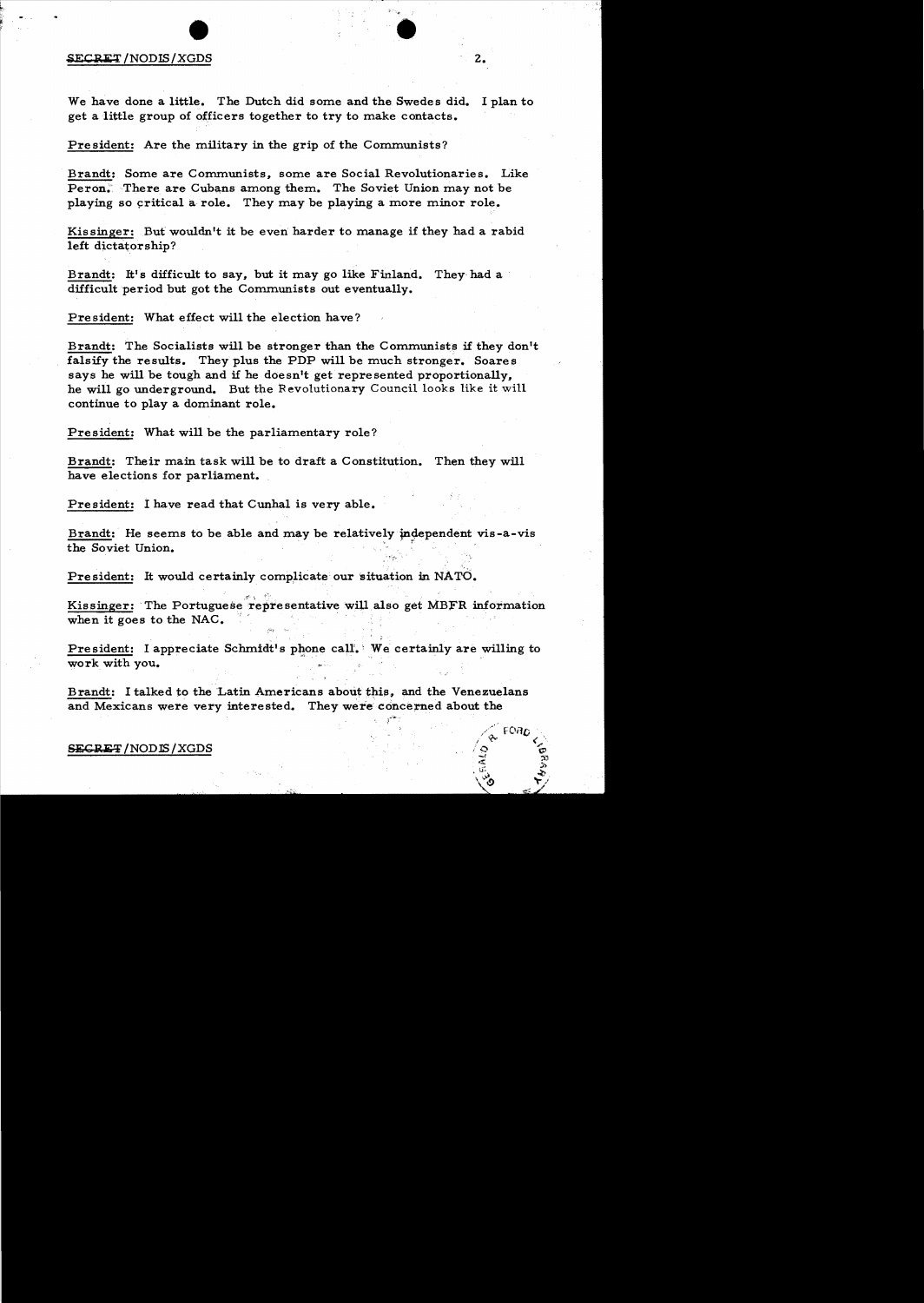We have done a little. The Dutch did some and the Swedes did. I plan to get a little group of officers together to try to make contacts.

President: Are the military in the grip of the Communists?

Brandt: Some are Communists, some are Social Revolutionaries. Like Peron. There are Cubans among them. The Soviet Union may not be playing so critical a role. They may be playing a more minor role.

Kissinger: But wouldn't it be even harder to manage if they had a rabid left dictatorship?

Brandt: It's difficult to say, but it may go like Finland. They had a difficult period but got the Communists out eventually.

President: What effect will the election have?

Brandt: The Socialists will be stronger than the Communists if they don't falsify the results. They plus the PDP will be much stronger. Soares says he will be tough and if he doesn't get represented proportionally, he will go underground. But the Revolutionary Council looks like it will continue to play a dominant role.

President: What will be the parliamentary role?

Brandt: Their main task will be to draft a Constitution. Then they will have elections for parliament.

President: I have read that Cunhal is very able.

Brandt: He seems to be able and may be relatively independent vis-a-vis the Soviet Union.

President: It would certainly complicate our situation in NATO.

Kissinger: The Portuguese representative will also get MBFR information when it goes to the NAC.

President: I appreciate Schmidt's phone call. We certainly are willing to work with you.

Brandt: I talked to the Latin Americans about this, and the Venezuelans and Mexicans were very interested. They were concerned about the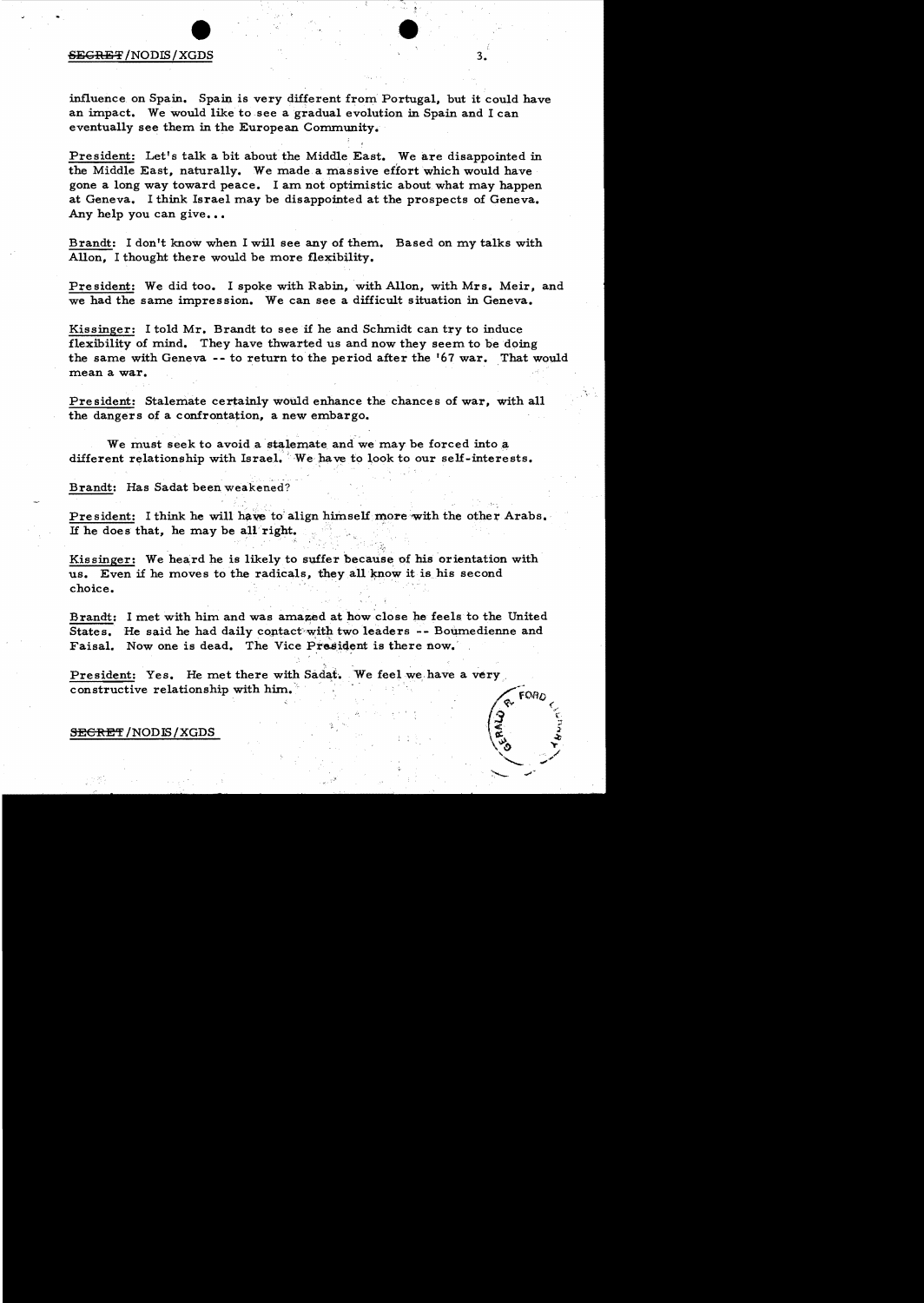influence on Spain. Spain is very different from Portugal, but it could have an impact. We would like to see a gradual evolution in Spain and I can eventually see them in the European Community.

President: Let's talk a bit about the Middle East. We are disappointed in the Middle East, naturally. We made a massive effort which would have gone a long way toward peace. I am not optimistic about what may happen at Geneva. I think Israel may be disappointed at the prospects of Geneva. Any help you can give...

Brandt: I don't know when I will see any of them. Based on my talks with Allon, I thought there would be more flexibility.

President: We did too. I spoke with Rabin, with Allon, with Mrs. Meir, and we had the same impression. We can see a difficult situation in Geneva.

Kissinger: I told Mr. Brandt to see if he and Schmidt can try to induce flexibility of mind. They have thwarted us and now they seem to be doing the same with Geneva -- to return to the period after the '67 war. That would mean a war.

President: Stalemate certainly would enhance the chances of war, with all the dangers of a confrontation, a new embargo.

We must seek to avoid a stalemate and we may be forced into a different relationship with Israel. We have to look to our self-interests.

Brandt: Has Sadat been weakened?

President: I think he will have to align himself more with the other Arabs. If he does that, he may be all right.

Kissinger: We heard he is likely to suffer because of his orientation with us. Even if he moves to the radicals, they all know it is his second choice.

Brandt: I met with him and was amazed at how close he feels to the United States. He said he had daily contact with two leaders -- Boumedienne and Faisal. Now one is dead. The Vice President is there now.

President: Yes. He met there with Sadat. We feel we have a very constructive relationship with him.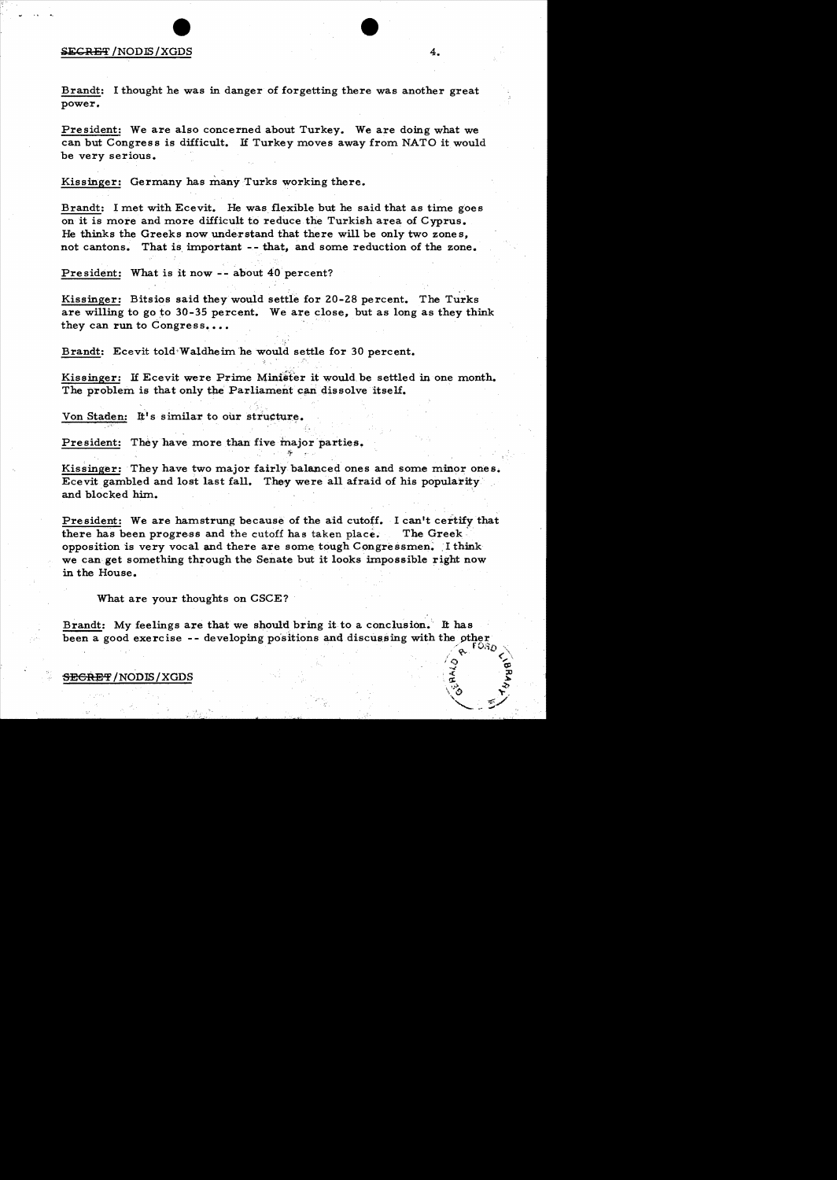Brandt: I thought he was in danger of forgetting there was another great power.

President: We are also concerned about Turkey. We are doing what we can but Congress is difficult. If Turkey moves away from NATO it would be very serious.

Kissinger: Germany has many Turks working there.

Brandt: I met with Ecevit. He was flexible but he said that as time goes on it is more and more difficult to reduce the Turkish area of Cyprus. He thinks the Greeks now understand that there will be only two zones, not cantons. That is important -- that, and some reduction of the zone.

President: What is it now -- about 40 percent?

Kissinger: Bitsios said they would settle for 20-28 percent. The Turks are willing to go to 30-35 percent. We are close, but as long as they think they can run to Congress....

Brandt: Ecevit told Waldheim he would settle for 30 percent.

Kissinger: If Ecevit were Prime Minister it would be settled in one month. The problem is that only the Parliament can dissolve itself.

Von Staden: It's similar to our structure.

President: They have more than five major parties.

Kissinger: They have two major fairly balanced ones and some minor ones. Ecevit gambled and lost last fall. They were all afraid of his popularity and blocked him.

President: We are hamstrung because of the aid cutoff. I can't certify that there has been progress and the cutoff has taken place. The Greek opposition is very vocal and there are some tough Congressmen. I think we can get something through the Senate but it looks impossible right now in the House.

What are your thoughts on CSCE?

Brandt: My feelings are that we should bring it to a conclusion. It has been a good exercise -- developing positions and discussing with the other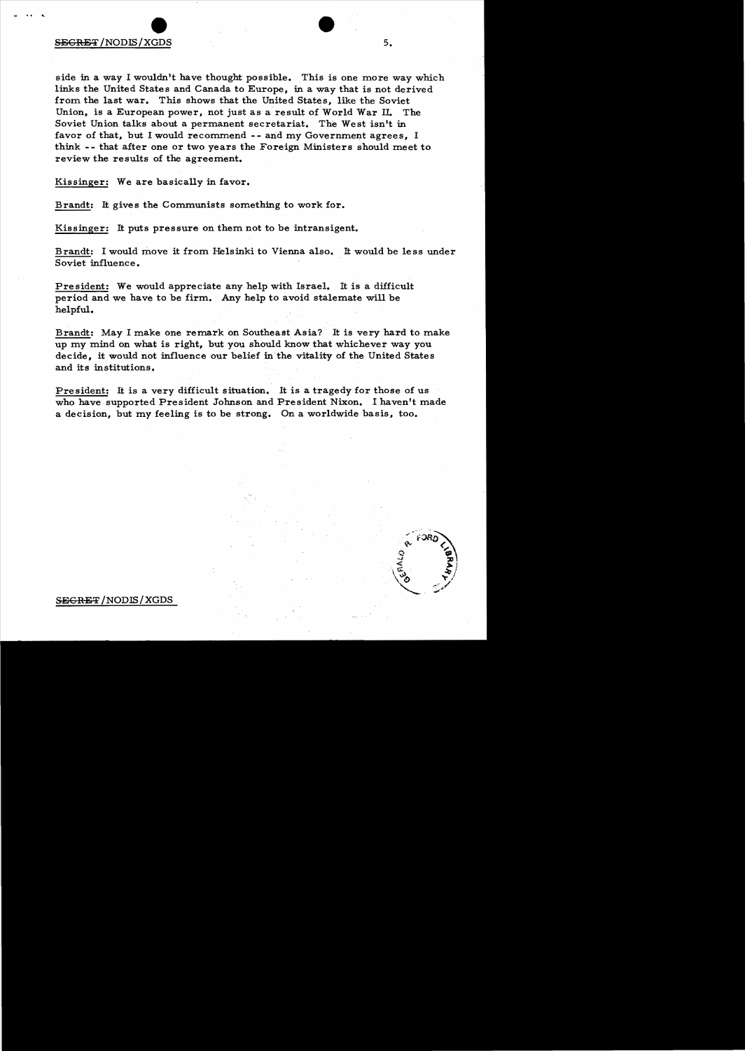side in a way I wouldn't have thought possible. This is one more way which links the United States and Canada to Europe, in a way that is not derived from the last war. This shows that the United States, like the Soviet Union, is a European power, not just as a result of World War II. The Soviet Union talks about a permanent secretariat. The West isn't in favor of that, but I would recommend -- and my Government agrees, I think -- that after one or two years the Foreign Ministers should meet to review the results of the agreement.

Kissinger: We are basically in favor.

Brandt: It gives the Communists something to work for.

Kissinger: It puts pressure on them not to be intransigent.

Brandt: I would move it from Helsinki to Vienna also. It would be less under Soviet influence.

President: We would appreciate any help with Israel. It is a difficult period and we have to be firm. Any help to avoid stalemate will be helpful.

Brandt: May I make one remark on Southeast Asia? It is very hard to make up my mind on what is right, but you should know that whichever way you decide, it would not influence our belief in the vitality of the United States and its institutions.

President: It is a very difficult situation. It is a tragedy for those of us who have supported President Johnson and President Nixon. I haven't made a decision, but my feeling is to be strong. On a worldwide basis, too.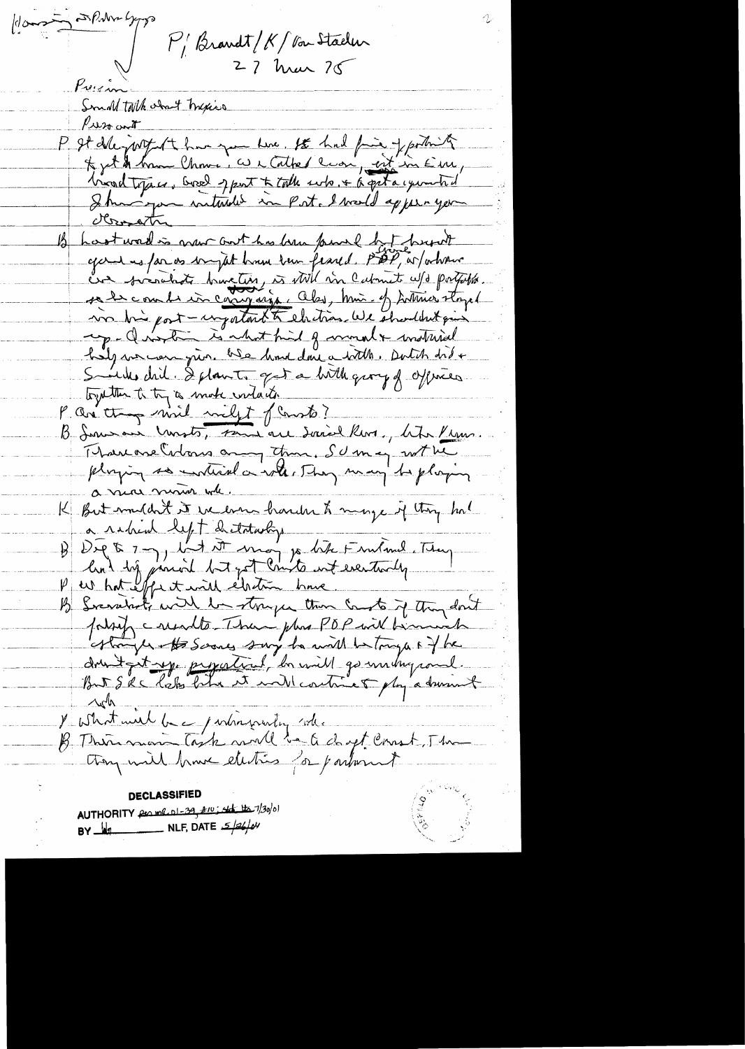Hanging Photo Opp

P/ Brandt/K/Von Staden
27 Mar 75

Press in
Small talk about trip
Press out

P It delighted to have you here. It had fine opportunity to get to know Chance, we talked[?] even, incl in Em, broad topics. Good opport to talk w/o + to get acquainted. I know your interest in Port. I would appreciate your observations.

B Last word is new govt has been formed but hasn't gone as far as might have been feared. PDP, w/whose one socialist minister, is still in Cabinet w/o portfolio. so he could be in campaign. Also, Min. of Interior stayed in his post - important to election. We shouldn't give up - Question is what kind of moral + material help we can give. We have done a little. Dutch did + Swedes did. I plan to get a little group of officers together to try to make contacts.

P Are they more militant of Comts?

B Some are Comts, some are Social Revs., Left Revs. There are Colonels among them. SU may not be playing so central a role. They may be playing a more minor role.

K But wouldn't it be even harder to manage if they had a radical left dictatorship.

B Dif to say, but it may go like Finland. They had big period but got Comts out eventually.

P What effect will election have.

B Socialists will be stronger than Comts if they don't falsify results. Then plus PDP will be much stronger + the Soares say he will be tougher + if he doesn't get reasonable proportional, he will go underground. But SRC looks like it will continue to play a dominant role.

P What will be a/ ... role.

B Their main task would be to draft Const, then they will have elections for parliament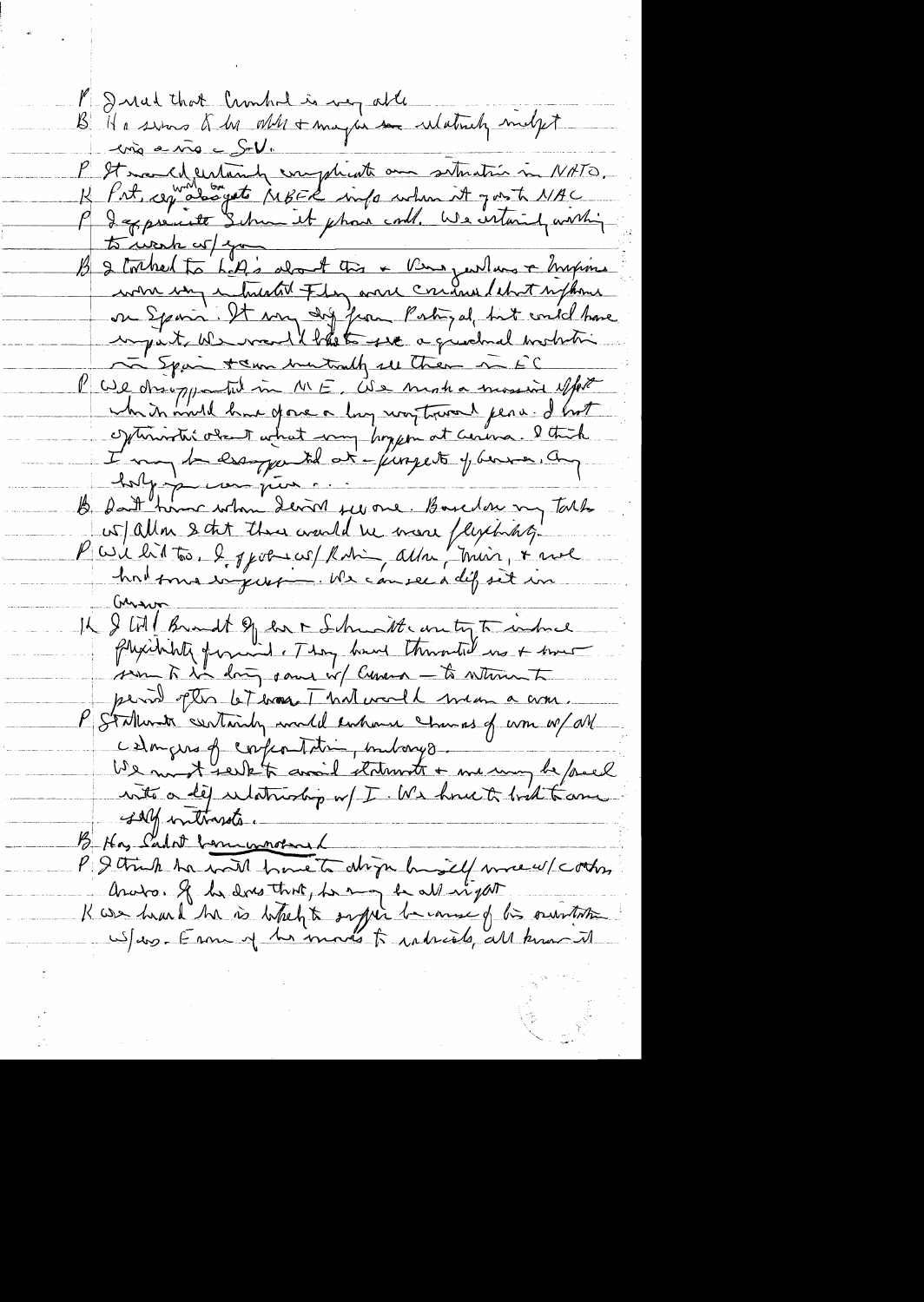P I read that Cromwell is very able

B He seems to be able + may be relatively independent vis a vis SU.

P It would certainly complicate our situation in NATO.

K Pat, we would be obligated [to give] MBFR info when it goes to NAC

P I appreciate Schm[idt] it phone call. We certainly working to work w/ you

B I talked to LA's about this + Benzer/Lenz + Ruiz. Giscard were very interested. They were concerned about influence on Spain. It may be diff from Portugal, but could have impact. We would like to see a gradual evolution in Spain + can eventually see them in EC

P We disappointed in ME. We made a massive effort which would have done a long way toward peace. I not optimistic about what may happen at Geneva. I think I may be disappointed at prospects of Geneva. Any help you can give...

B Don't know when Geneva will resume. Based on my talks w/ Allon I think there would be more flexibility.

P We did too. I spoke w/ Rabin, Allon, Meir, + we had some impression. We can see a dif set in Geneva

K I told Brandt of our + Schmidt's anxiety to induce flexibility forward. They have threatened us + some seem to be doing same w/ Geneva — to return to period after 67 war. That would mean a war.

P Stalemate certainly would enhance chances of war w/ all dangers of confrontation, embargo.

We must seek to avoid stalemate + we may be forced into a dif relationship w/ I. We have to look to our self interests.

B How Sadat [handling] [?]

P I think he will have to align himself more w/ other Arabs. If he does that, he may be all right

K We heard he is likely to suffer because of his association w/ us. Each of his moves to radicals, all know it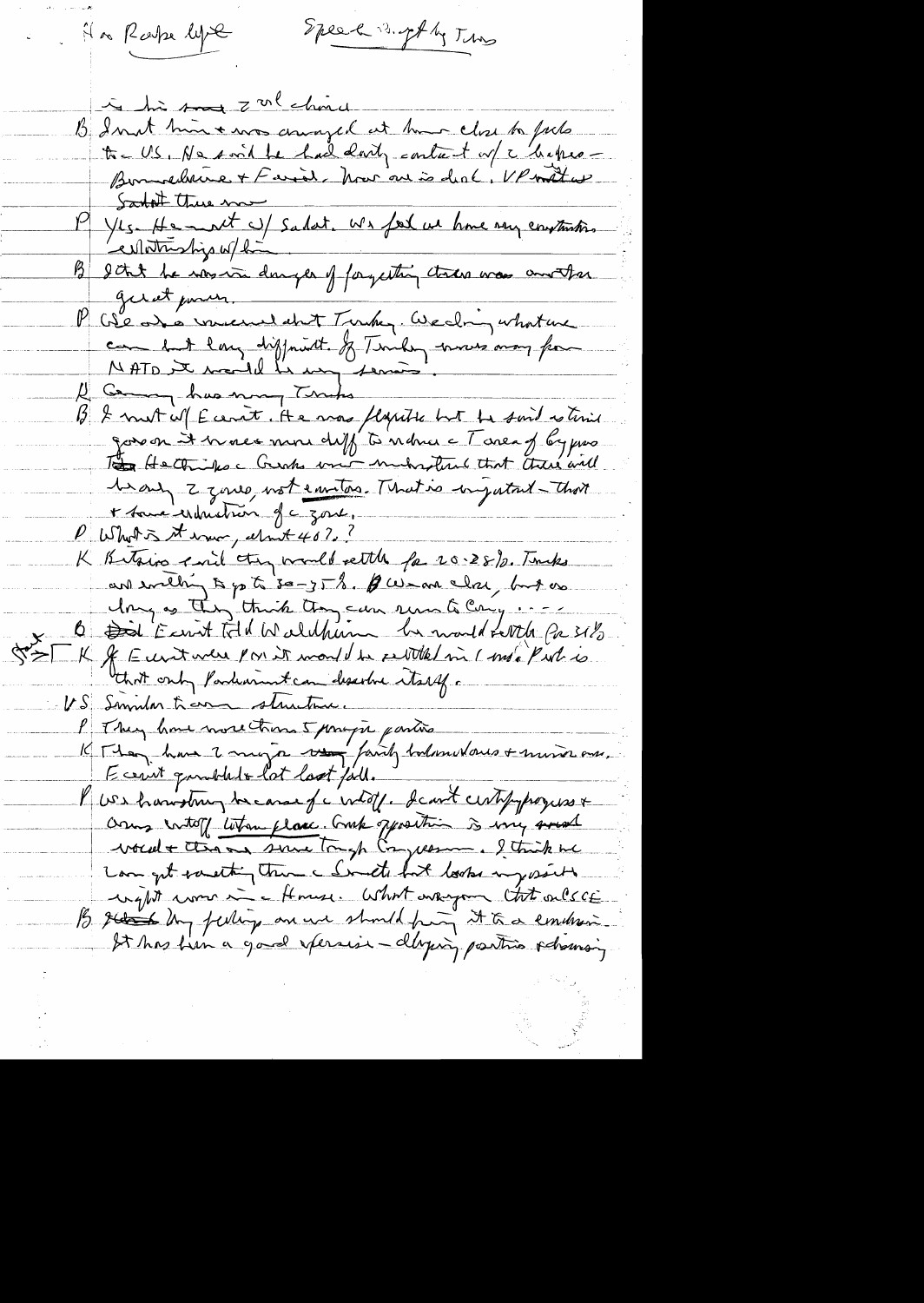Has Rafe left                Speech 3 gd by Thurs

in his new 2nd chair

B I met him & was amazed at how close he feels to the US. He said he had daily contact w/ the hapless — Boumediene & Faisal. Now one is dead, VP Sadat there now

P Yes. He met w/ Sadat. We feel we have very constructive relationships w/ him

B I think he was in danger of forgetting there was another great power.

P We are concerned about Turkey. We doing what we can but very difficult. If Turkey moves away from NATO it would be very serious.

K Germany has money Turks

B I met w/ Ecevit. He was flexible but he said as time goes on it becomes more diff to reduce the area of Cyprus. He thinks the Greeks must understand that there will be only 2 zones, not cantons. That is important — that & some reduction of the zone.

P What is it now, about 40%?

K Britain said they would settle for 20-25%. Turks are willing to go to 30-35%. B Was are close, but as long as they think they can run to Cong . . . .

B Ecevit told Waldheim he would settle for 31%

Start K If Ecevit were PM it would be settled in 1 mo. Prob is that only Parliament can dissolve itself.

VS Similar to our structure.

P They have more than 5 major parties

K They have 2 major fairly balanced & minor ones. Ecevit gambled & lost last fall.

P We hamstrung because of cutoff. I can't certify progress & arms cutoff takes place. Greek opposition is very vocal & there are some tough Congressmen. I think we can get something thru the Senate but looks impossible right now in the House. What are your thoughts on CSCE

B My feeling are we should bring it to a conclusion. It has been a good exercise — dividing parties & showing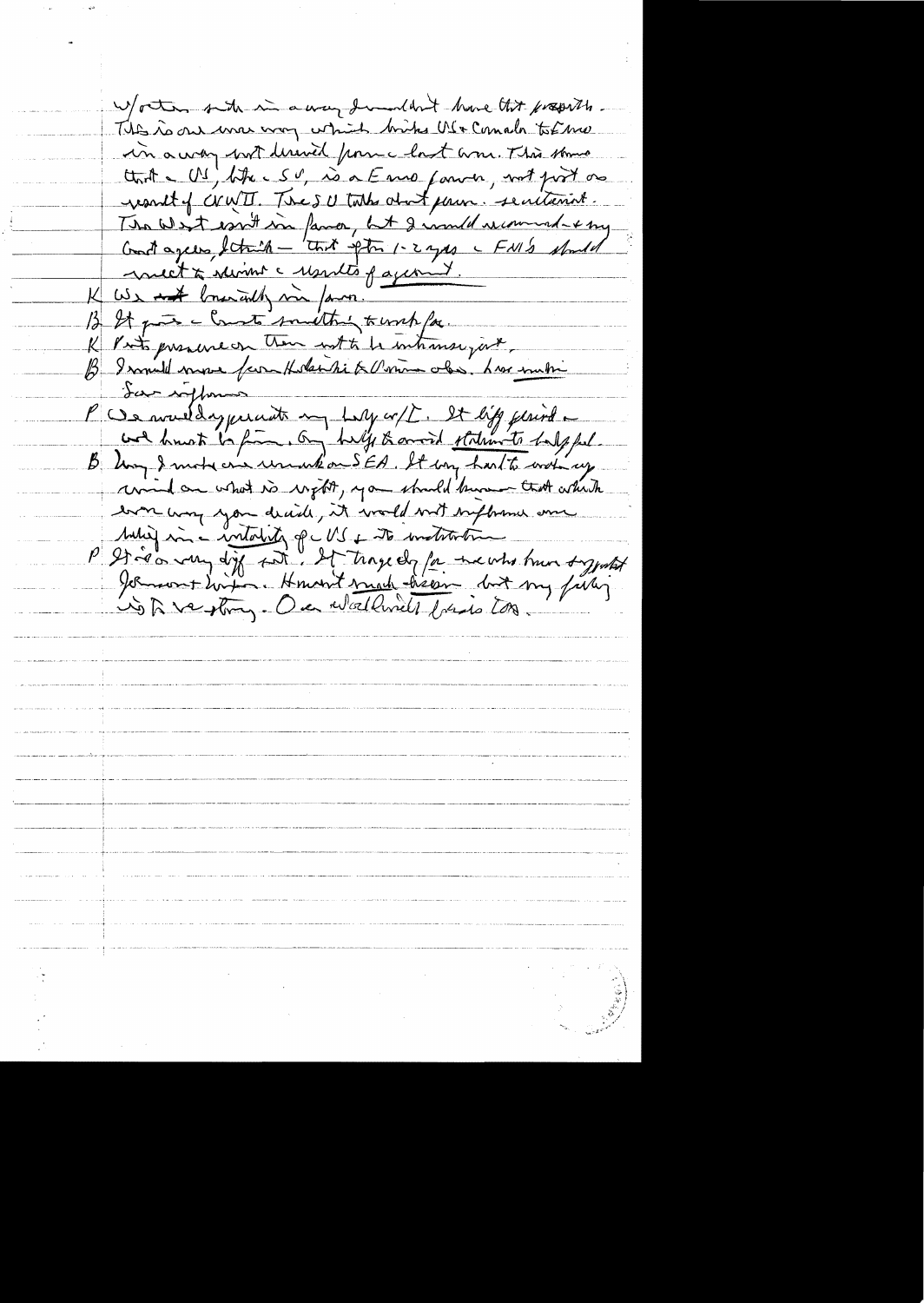w/ others with in a way I wouldn't have that prospect. This is one more way which links US + Canada to Euro in a way not desired from c last war. This shows that c US, like c SU, is a Euro power, not just as result of WWII. The SU talks about peace. sentiment. The West isn't in favor, but I would recommend + my Govt agrees, I think – that after 1-2 yrs c FM's should meet to review c results of agreement.

K We are basically in favor.

B It gives c Crusts something to work for.

K Puts pressure on them not to be intransigent.

B I would move from Helsinki to Vienna also. Less under Sov influence

P We would appreciate any help w/ I. It biz period – we haven't been firm. Any help to avoid statements helpful.

B May I make one remark on SEA. It very hard to make up mind on what is right, you should know that whatever way you decide, it would not influence our belief in c integrity of c US + its institutions

P It's a very diff act. It tragedy for one who knows + supported Johnson's position. Haven't made decision but my feeling is to be strong. Our Watchwell [?] base too.